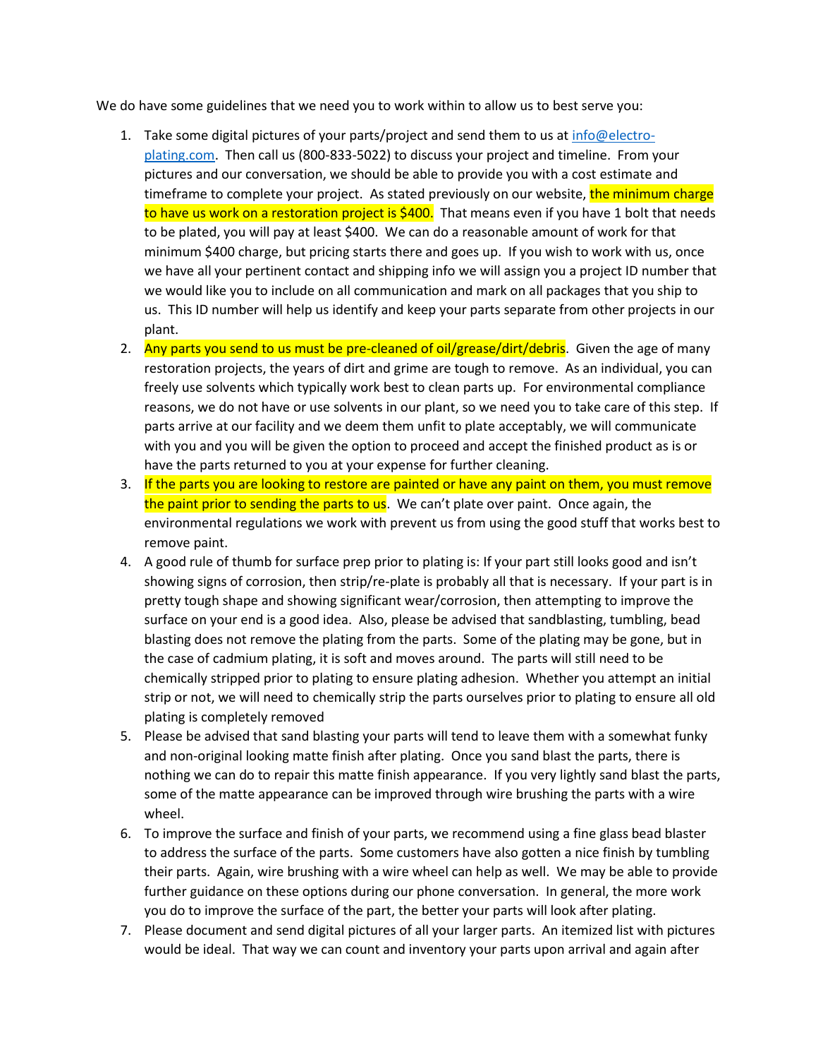We do have some guidelines that we need you to work within to allow us to best serve you:

1. Take some digital pictures of your parts/project and send them to us at [info@electro-plating.com](mailto:info@electro-plating.com). Then call us (800-833-5022) to discuss your project and timeline. From your pictures and our conversation, we should be able to provide you with a cost estimate and timeframe to complete your project. As stated previously on our website, the minimum charge to have us work on a restoration project is $400. That means even if you have 1 bolt that needs to be plated, you will pay at least $400. We can do a reasonable amount of work for that minimum $400 charge, but pricing starts there and goes up. If you wish to work with us, once we have all your pertinent contact and shipping info we will assign you a project ID number that we would like you to include on all communication and mark on all packages that you ship to us. This ID number will help us identify and keep your parts separate from other projects in our plant.
2. Any parts you send to us must be pre-cleaned of oil/grease/dirt/debris. Given the age of many restoration projects, the years of dirt and grime are tough to remove. As an individual, you can freely use solvents which typically work best to clean parts up. For environmental compliance reasons, we do not have or use solvents in our plant, so we need you to take care of this step. If parts arrive at our facility and we deem them unfit to plate acceptably, we will communicate with you and you will be given the option to proceed and accept the finished product as is or have the parts returned to you at your expense for further cleaning.
3. If the parts you are looking to restore are painted or have any paint on them, you must remove the paint prior to sending the parts to us. We can't plate over paint. Once again, the environmental regulations we work with prevent us from using the good stuff that works best to remove paint.
4. A good rule of thumb for surface prep prior to plating is: If your part still looks good and isn't showing signs of corrosion, then strip/re-plate is probably all that is necessary. If your part is in pretty tough shape and showing significant wear/corrosion, then attempting to improve the surface on your end is a good idea. Also, please be advised that sandblasting, tumbling, bead blasting does not remove the plating from the parts. Some of the plating may be gone, but in the case of cadmium plating, it is soft and moves around. The parts will still need to be chemically stripped prior to plating to ensure plating adhesion. Whether you attempt an initial strip or not, we will need to chemically strip the parts ourselves prior to plating to ensure all old plating is completely removed
5. Please be advised that sand blasting your parts will tend to leave them with a somewhat funky and non-original looking matte finish after plating. Once you sand blast the parts, there is nothing we can do to repair this matte finish appearance. If you very lightly sand blast the parts, some of the matte appearance can be improved through wire brushing the parts with a wire wheel.
6. To improve the surface and finish of your parts, we recommend using a fine glass bead blaster to address the surface of the parts. Some customers have also gotten a nice finish by tumbling their parts. Again, wire brushing with a wire wheel can help as well. We may be able to provide further guidance on these options during our phone conversation. In general, the more work you do to improve the surface of the part, the better your parts will look after plating.
7. Please document and send digital pictures of all your larger parts. An itemized list with pictures would be ideal. That way we can count and inventory your parts upon arrival and again after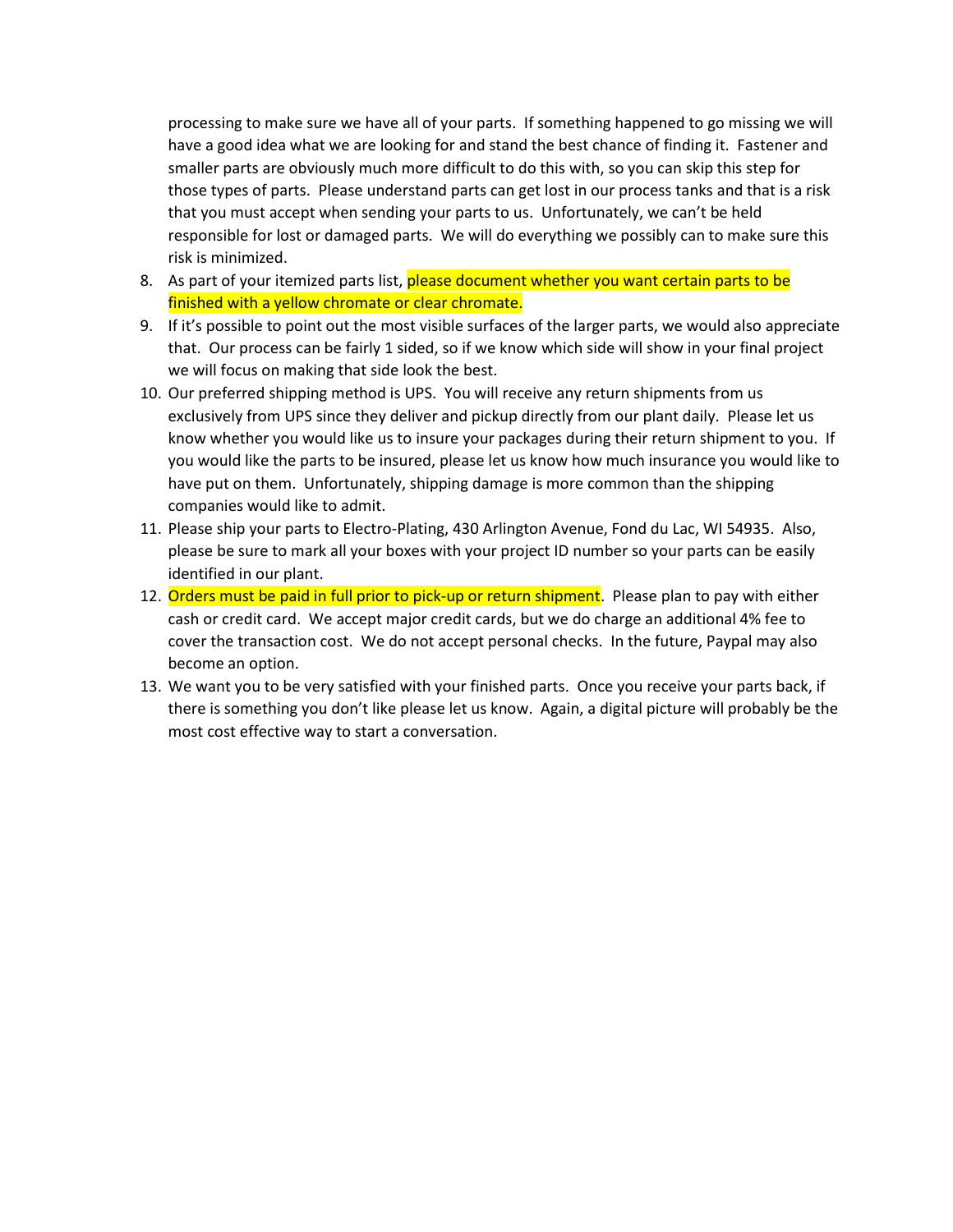processing to make sure we have all of your parts. If something happened to go missing we will have a good idea what we are looking for and stand the best chance of finding it. Fastener and smaller parts are obviously much more difficult to do this with, so you can skip this step for those types of parts. Please understand parts can get lost in our process tanks and that is a risk that you must accept when sending your parts to us. Unfortunately, we can't be held responsible for lost or damaged parts. We will do everything we possibly can to make sure this risk is minimized.

8. As part of your itemized parts list, please document whether you want certain parts to be finished with a yellow chromate or clear chromate.
9. If it's possible to point out the most visible surfaces of the larger parts, we would also appreciate that. Our process can be fairly 1 sided, so if we know which side will show in your final project we will focus on making that side look the best.
10. Our preferred shipping method is UPS. You will receive any return shipments from us exclusively from UPS since they deliver and pickup directly from our plant daily. Please let us know whether you would like us to insure your packages during their return shipment to you. If you would like the parts to be insured, please let us know how much insurance you would like to have put on them. Unfortunately, shipping damage is more common than the shipping companies would like to admit.
11. Please ship your parts to Electro-Plating, 430 Arlington Avenue, Fond du Lac, WI 54935. Also, please be sure to mark all your boxes with your project ID number so your parts can be easily identified in our plant.
12. Orders must be paid in full prior to pick-up or return shipment. Please plan to pay with either cash or credit card. We accept major credit cards, but we do charge an additional 4% fee to cover the transaction cost. We do not accept personal checks. In the future, Paypal may also become an option.
13. We want you to be very satisfied with your finished parts. Once you receive your parts back, if there is something you don't like please let us know. Again, a digital picture will probably be the most cost effective way to start a conversation.